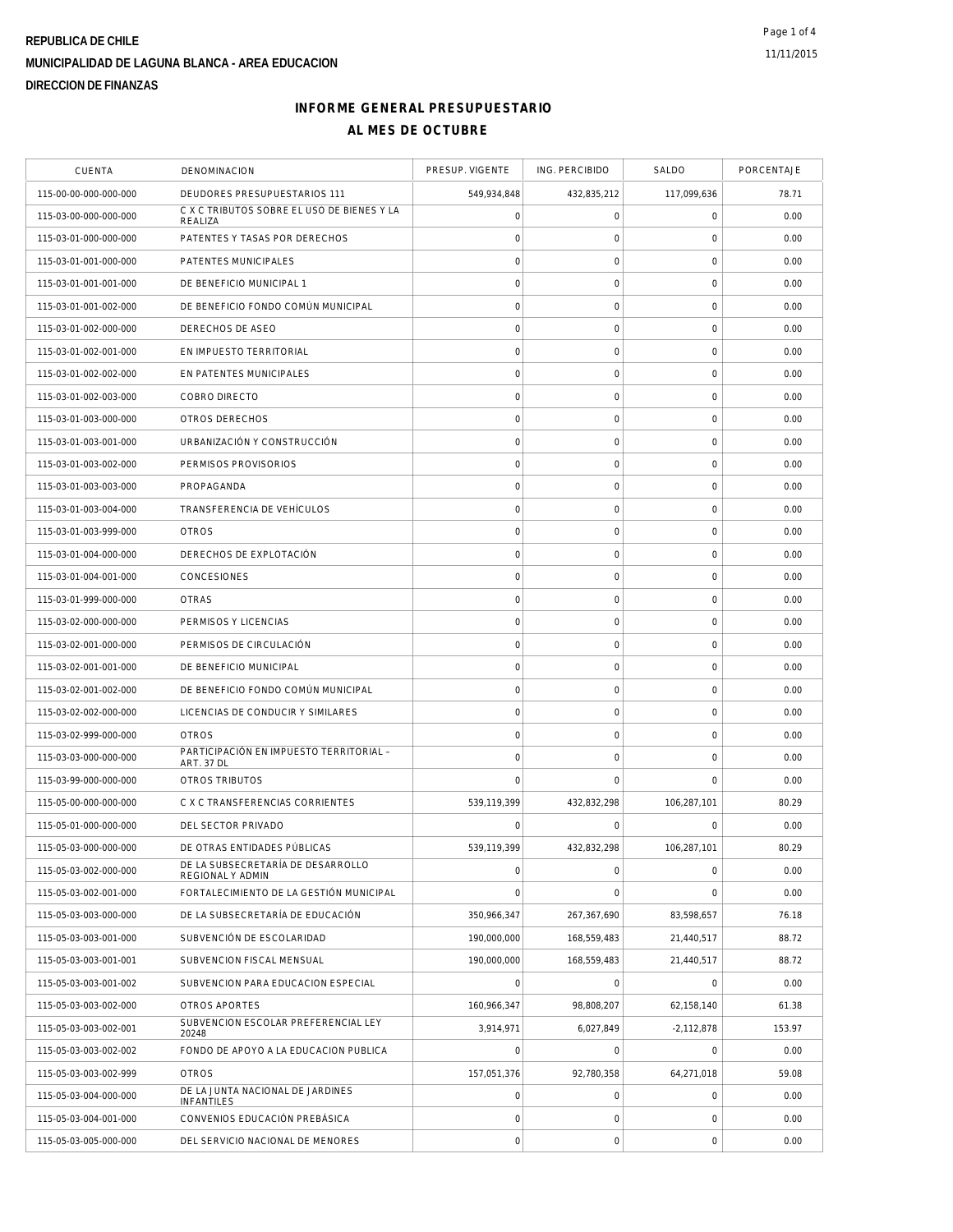REPUBLICA DE CHILE

MUNICIPALIDAD DE LAGUNA BLANCA - AREA EDUCACION

DIRECCION DE FINANZAS

## INFORME GENERAL PRESUPUESTARIO

## AL MES DE OCTUBRE

| CUENTA | DENOMINACION | PRESUP. VIGENTE | ING. PERCIBIDO | SALDO | PORCENTAJE |
|---|---|---|---|---|---|
| 115-00-00-000-000-000 | DEUDORES PRESUPUESTARIOS 111 | 549,934,848 | 432,835,212 | 117,099,636 | 78.71 |
| 115-03-00-000-000-000 | C X C TRIBUTOS SOBRE EL USO DE BIENES Y LA REALIZA | 0 | 0 | 0 | 0.00 |
| 115-03-01-000-000-000 | PATENTES Y TASAS POR DERECHOS | 0 | 0 | 0 | 0.00 |
| 115-03-01-001-000-000 | PATENTES MUNICIPALES | 0 | 0 | 0 | 0.00 |
| 115-03-01-001-001-000 | DE BENEFICIO MUNICIPAL 1 | 0 | 0 | 0 | 0.00 |
| 115-03-01-001-002-000 | DE BENEFICIO FONDO COMÚN MUNICIPAL | 0 | 0 | 0 | 0.00 |
| 115-03-01-002-000-000 | DERECHOS DE ASEO | 0 | 0 | 0 | 0.00 |
| 115-03-01-002-001-000 | EN IMPUESTO TERRITORIAL | 0 | 0 | 0 | 0.00 |
| 115-03-01-002-002-000 | EN PATENTES MUNICIPALES | 0 | 0 | 0 | 0.00 |
| 115-03-01-002-003-000 | COBRO DIRECTO | 0 | 0 | 0 | 0.00 |
| 115-03-01-003-000-000 | OTROS DERECHOS | 0 | 0 | 0 | 0.00 |
| 115-03-01-003-001-000 | URBANIZACIÓN Y CONSTRUCCIÓN | 0 | 0 | 0 | 0.00 |
| 115-03-01-003-002-000 | PERMISOS PROVISORIOS | 0 | 0 | 0 | 0.00 |
| 115-03-01-003-003-000 | PROPAGANDA | 0 | 0 | 0 | 0.00 |
| 115-03-01-003-004-000 | TRANSFERENCIA DE VEHÍCULOS | 0 | 0 | 0 | 0.00 |
| 115-03-01-003-999-000 | OTROS | 0 | 0 | 0 | 0.00 |
| 115-03-01-004-000-000 | DERECHOS DE EXPLOTACIÓN | 0 | 0 | 0 | 0.00 |
| 115-03-01-004-001-000 | CONCESIONES | 0 | 0 | 0 | 0.00 |
| 115-03-01-999-000-000 | OTRAS | 0 | 0 | 0 | 0.00 |
| 115-03-02-000-000-000 | PERMISOS Y LICENCIAS | 0 | 0 | 0 | 0.00 |
| 115-03-02-001-000-000 | PERMISOS DE CIRCULACIÓN | 0 | 0 | 0 | 0.00 |
| 115-03-02-001-001-000 | DE BENEFICIO MUNICIPAL | 0 | 0 | 0 | 0.00 |
| 115-03-02-001-002-000 | DE BENEFICIO FONDO COMÚN MUNICIPAL | 0 | 0 | 0 | 0.00 |
| 115-03-02-002-000-000 | LICENCIAS DE CONDUCIR Y SIMILARES | 0 | 0 | 0 | 0.00 |
| 115-03-02-999-000-000 | OTROS | 0 | 0 | 0 | 0.00 |
| 115-03-03-000-000-000 | PARTICIPACIÓN EN IMPUESTO TERRITORIAL – ART. 37 DL | 0 | 0 | 0 | 0.00 |
| 115-03-99-000-000-000 | OTROS TRIBUTOS | 0 | 0 | 0 | 0.00 |
| 115-05-00-000-000-000 | C X C TRANSFERENCIAS CORRIENTES | 539,119,399 | 432,832,298 | 106,287,101 | 80.29 |
| 115-05-01-000-000-000 | DEL SECTOR PRIVADO | 0 | 0 | 0 | 0.00 |
| 115-05-03-000-000-000 | DE OTRAS ENTIDADES PÚBLICAS | 539,119,399 | 432,832,298 | 106,287,101 | 80.29 |
| 115-05-03-002-000-000 | DE LA SUBSECRETARÍA DE DESARROLLO REGIONAL Y ADMIN | 0 | 0 | 0 | 0.00 |
| 115-05-03-002-001-000 | FORTALECIMIENTO DE LA GESTIÓN MUNICIPAL | 0 | 0 | 0 | 0.00 |
| 115-05-03-003-000-000 | DE LA SUBSECRETARÍA DE EDUCACIÓN | 350,966,347 | 267,367,690 | 83,598,657 | 76.18 |
| 115-05-03-003-001-000 | SUBVENCIÓN DE ESCOLARIDAD | 190,000,000 | 168,559,483 | 21,440,517 | 88.72 |
| 115-05-03-003-001-001 | SUBVENCION FISCAL MENSUAL | 190,000,000 | 168,559,483 | 21,440,517 | 88.72 |
| 115-05-03-003-001-002 | SUBVENCION PARA EDUCACION ESPECIAL | 0 | 0 | 0 | 0.00 |
| 115-05-03-003-002-000 | OTROS APORTES | 160,966,347 | 98,808,207 | 62,158,140 | 61.38 |
| 115-05-03-003-002-001 | SUBVENCION ESCOLAR PREFERENCIAL LEY 20248 | 3,914,971 | 6,027,849 | -2,112,878 | 153.97 |
| 115-05-03-003-002-002 | FONDO DE APOYO A LA EDUCACION PUBLICA | 0 | 0 | 0 | 0.00 |
| 115-05-03-003-002-999 | OTROS | 157,051,376 | 92,780,358 | 64,271,018 | 59.08 |
| 115-05-03-004-000-000 | DE LA JUNTA NACIONAL DE JARDINES INFANTILES | 0 | 0 | 0 | 0.00 |
| 115-05-03-004-001-000 | CONVENIOS EDUCACIÓN PREBÁSICA | 0 | 0 | 0 | 0.00 |
| 115-05-03-005-000-000 | DEL SERVICIO NACIONAL DE MENORES | 0 | 0 | 0 | 0.00 |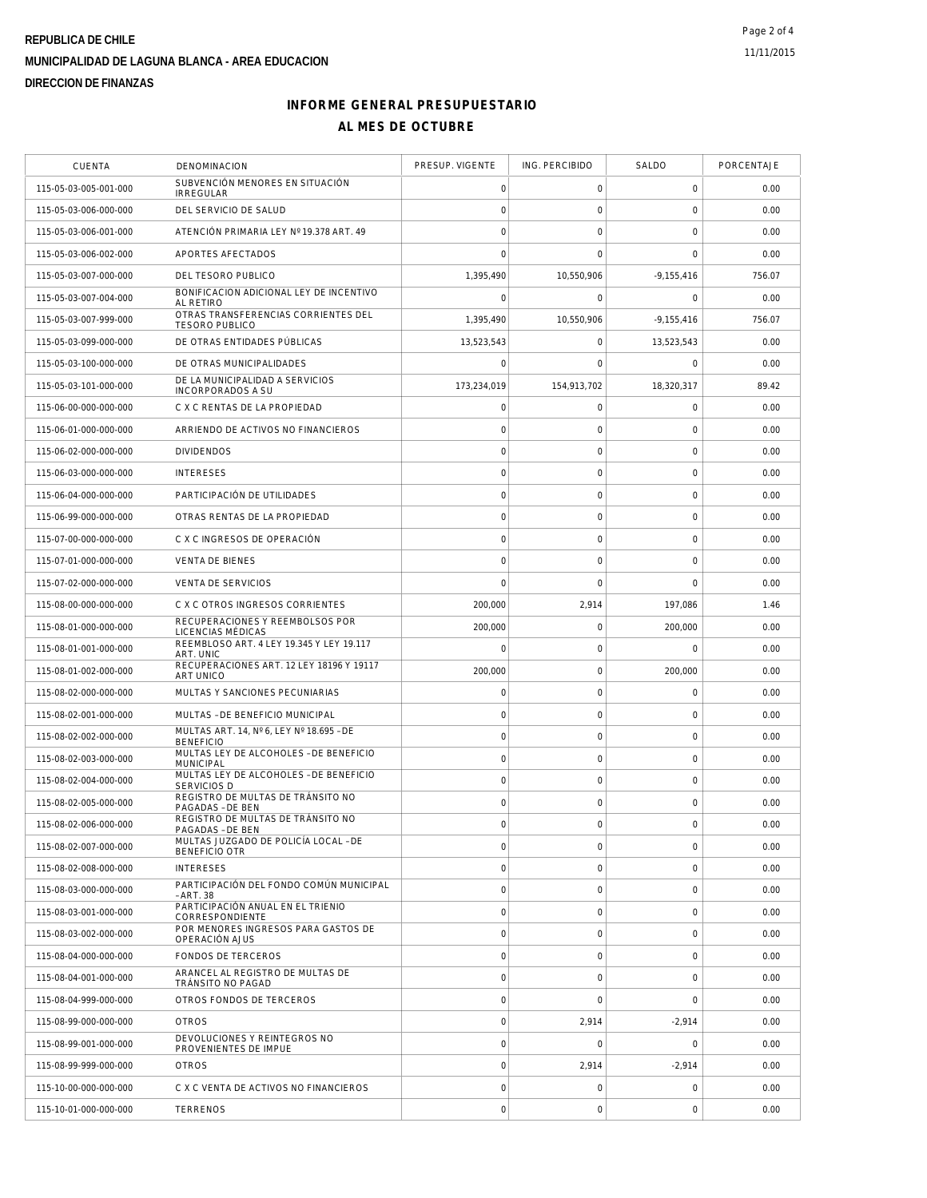**REPUBLICA DE CHILE**

**MUNICIPALIDAD DE LAGUNA BLANCA - AREA EDUCACION**

**DIRECCION DE FINANZAS**

## INFORME GENERAL PRESUPUESTARIO

## AL MES DE OCTUBRE

| CUENTA | DENOMINACION | PRESUP. VIGENTE | ING. PERCIBIDO | SALDO | PORCENTAJE |
|---|---|---|---|---|---|
| 115-05-03-005-001-000 | SUBVENCIÓN MENORES EN SITUACIÓN IRREGULAR | 0 | 0 | 0 | 0.00 |
| 115-05-03-006-000-000 | DEL SERVICIO DE SALUD | 0 | 0 | 0 | 0.00 |
| 115-05-03-006-001-000 | ATENCIÓN PRIMARIA LEY Nº19.378 ART. 49 | 0 | 0 | 0 | 0.00 |
| 115-05-03-006-002-000 | APORTES AFECTADOS | 0 | 0 | 0 | 0.00 |
| 115-05-03-007-000-000 | DEL TESORO PUBLICO | 1,395,490 | 10,550,906 | -9,155,416 | 756.07 |
| 115-05-03-007-004-000 | BONIFICACION ADICIONAL LEY DE INCENTIVO AL RETIRO | 0 | 0 | 0 | 0.00 |
| 115-05-03-007-999-000 | OTRAS TRANSFERENCIAS CORRIENTES DEL TESORO PUBLICO | 1,395,490 | 10,550,906 | -9,155,416 | 756.07 |
| 115-05-03-099-000-000 | DE OTRAS ENTIDADES PÚBLICAS | 13,523,543 | 0 | 13,523,543 | 0.00 |
| 115-05-03-100-000-000 | DE OTRAS MUNICIPALIDADES | 0 | 0 | 0 | 0.00 |
| 115-05-03-101-000-000 | DE LA MUNICIPALIDAD A SERVICIOS INCORPORADOS A SU | 173,234,019 | 154,913,702 | 18,320,317 | 89.42 |
| 115-06-00-000-000-000 | C X C RENTAS DE LA PROPIEDAD | 0 | 0 | 0 | 0.00 |
| 115-06-01-000-000-000 | ARRIENDO DE ACTIVOS NO FINANCIEROS | 0 | 0 | 0 | 0.00 |
| 115-06-02-000-000-000 | DIVIDENDOS | 0 | 0 | 0 | 0.00 |
| 115-06-03-000-000-000 | INTERESES | 0 | 0 | 0 | 0.00 |
| 115-06-04-000-000-000 | PARTICIPACIÓN DE UTILIDADES | 0 | 0 | 0 | 0.00 |
| 115-06-99-000-000-000 | OTRAS RENTAS DE LA PROPIEDAD | 0 | 0 | 0 | 0.00 |
| 115-07-00-000-000-000 | C X C INGRESOS DE OPERACIÓN | 0 | 0 | 0 | 0.00 |
| 115-07-01-000-000-000 | VENTA DE BIENES | 0 | 0 | 0 | 0.00 |
| 115-07-02-000-000-000 | VENTA DE SERVICIOS | 0 | 0 | 0 | 0.00 |
| 115-08-00-000-000-000 | C X C OTROS INGRESOS CORRIENTES | 200,000 | 2,914 | 197,086 | 1.46 |
| 115-08-01-000-000-000 | RECUPERACIONES Y REEMBOLSOS POR LICENCIAS MÉDICAS | 200,000 | 0 | 200,000 | 0.00 |
| 115-08-01-001-000-000 | REEMBLOSO ART. 4 LEY 19.345 Y LEY 19.117 ART. UNIC | 0 | 0 | 0 | 0.00 |
| 115-08-01-002-000-000 | RECUPERACIONES ART. 12 LEY 18196 Y 19117 ART UNICO | 200,000 | 0 | 200,000 | 0.00 |
| 115-08-02-000-000-000 | MULTAS Y SANCIONES PECUNIARIAS | 0 | 0 | 0 | 0.00 |
| 115-08-02-001-000-000 | MULTAS –DE BENEFICIO MUNICIPAL | 0 | 0 | 0 | 0.00 |
| 115-08-02-002-000-000 | MULTAS ART. 14, Nº 6, LEY Nº 18.695 –DE BENEFICIO | 0 | 0 | 0 | 0.00 |
| 115-08-02-003-000-000 | MULTAS LEY DE ALCOHOLES –DE BENEFICIO MUNICIPAL | 0 | 0 | 0 | 0.00 |
| 115-08-02-004-000-000 | MULTAS LEY DE ALCOHOLES –DE BENEFICIO SERVICIOS D | 0 | 0 | 0 | 0.00 |
| 115-08-02-005-000-000 | REGISTRO DE MULTAS DE TRÁNSITO NO PAGADAS –DE BEN | 0 | 0 | 0 | 0.00 |
| 115-08-02-006-000-000 | REGISTRO DE MULTAS DE TRÁNSITO NO PAGADAS –DE BEN | 0 | 0 | 0 | 0.00 |
| 115-08-02-007-000-000 | MULTAS JUZGADO DE POLICÍA LOCAL –DE BENEFICIO OTR | 0 | 0 | 0 | 0.00 |
| 115-08-02-008-000-000 | INTERESES | 0 | 0 | 0 | 0.00 |
| 115-08-03-000-000-000 | PARTICIPACIÓN DEL FONDO COMÚN MUNICIPAL –ART. 38 | 0 | 0 | 0 | 0.00 |
| 115-08-03-001-000-000 | PARTICIPACIÓN ANUAL EN EL TRIENIO CORRESPONDIENTE | 0 | 0 | 0 | 0.00 |
| 115-08-03-002-000-000 | POR MENORES INGRESOS PARA GASTOS DE OPERACIÓN AJUS | 0 | 0 | 0 | 0.00 |
| 115-08-04-000-000-000 | FONDOS DE TERCEROS | 0 | 0 | 0 | 0.00 |
| 115-08-04-001-000-000 | ARANCEL AL REGISTRO DE MULTAS DE TRÁNSITO NO PAGAD | 0 | 0 | 0 | 0.00 |
| 115-08-04-999-000-000 | OTROS FONDOS DE TERCEROS | 0 | 0 | 0 | 0.00 |
| 115-08-99-000-000-000 | OTROS | 0 | 2,914 | -2,914 | 0.00 |
| 115-08-99-001-000-000 | DEVOLUCIONES Y REINTEGROS NO PROVENIENTES DE IMPUE | 0 | 0 | 0 | 0.00 |
| 115-08-99-999-000-000 | OTROS | 0 | 2,914 | -2,914 | 0.00 |
| 115-10-00-000-000-000 | C X C VENTA DE ACTIVOS NO FINANCIEROS | 0 | 0 | 0 | 0.00 |
| 115-10-01-000-000-000 | TERRENOS | 0 | 0 | 0 | 0.00 |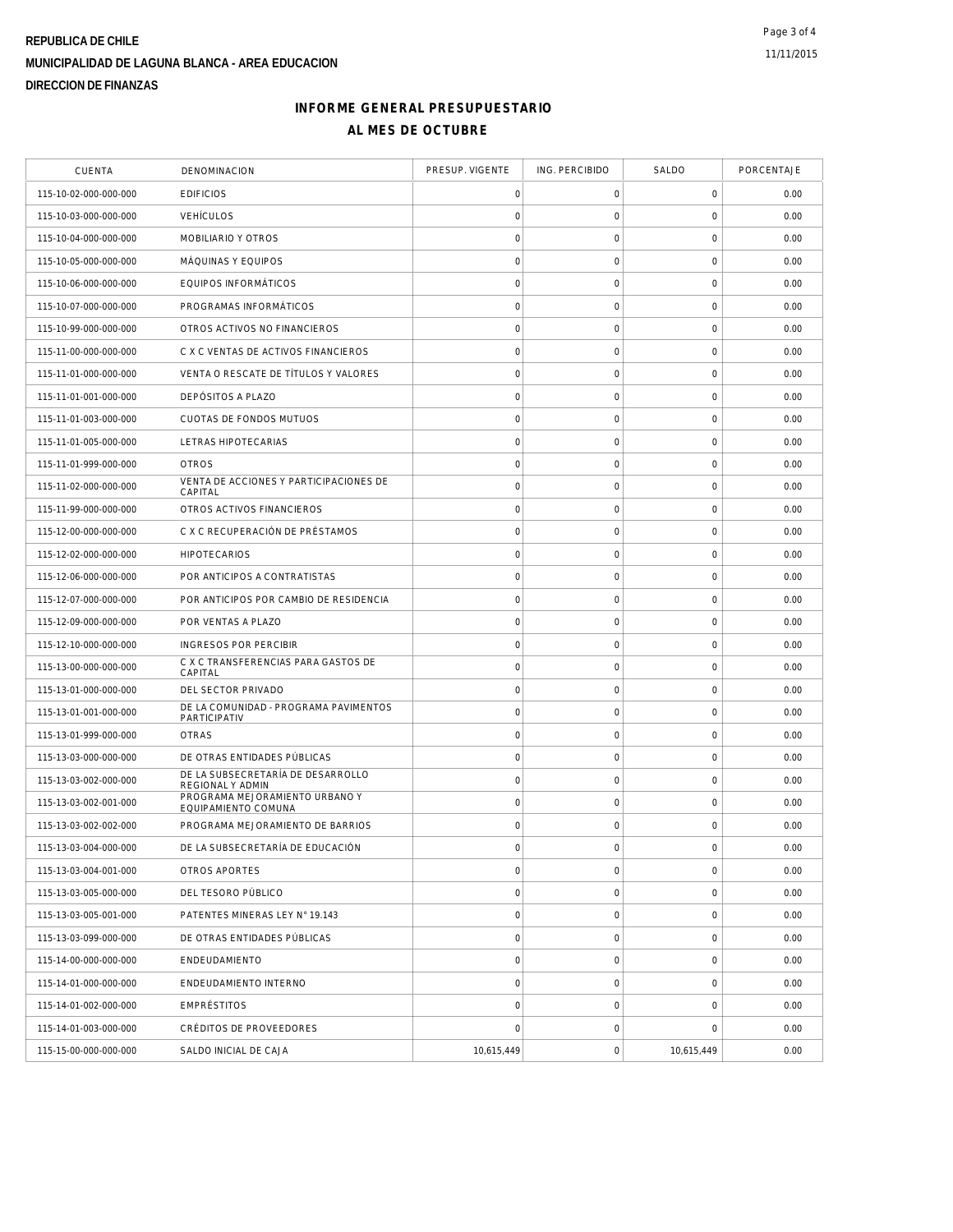REPUBLICA DE CHILE

MUNICIPALIDAD DE LAGUNA BLANCA - AREA EDUCACION

DIRECCION DE FINANZAS

11/11/2015

## INFORME GENERAL PRESUPUESTARIO

## AL MES DE OCTUBRE

| CUENTA | DENOMINACION | PRESUP. VIGENTE | ING. PERCIBIDO | SALDO | PORCENTAJE |
|---|---|---|---|---|---|
| 115-10-02-000-000-000 | EDIFICIOS | 0 | 0 | 0 | 0.00 |
| 115-10-03-000-000-000 | VEHÍCULOS | 0 | 0 | 0 | 0.00 |
| 115-10-04-000-000-000 | MOBILIARIO Y OTROS | 0 | 0 | 0 | 0.00 |
| 115-10-05-000-000-000 | MÁQUINAS Y EQUIPOS | 0 | 0 | 0 | 0.00 |
| 115-10-06-000-000-000 | EQUIPOS INFORMÁTICOS | 0 | 0 | 0 | 0.00 |
| 115-10-07-000-000-000 | PROGRAMAS INFORMÁTICOS | 0 | 0 | 0 | 0.00 |
| 115-10-99-000-000-000 | OTROS ACTIVOS NO FINANCIEROS | 0 | 0 | 0 | 0.00 |
| 115-11-00-000-000-000 | C X C VENTAS DE ACTIVOS FINANCIEROS | 0 | 0 | 0 | 0.00 |
| 115-11-01-000-000-000 | VENTA O RESCATE DE TÍTULOS Y VALORES | 0 | 0 | 0 | 0.00 |
| 115-11-01-001-000-000 | DEPÓSITOS A PLAZO | 0 | 0 | 0 | 0.00 |
| 115-11-01-003-000-000 | CUOTAS DE FONDOS MUTUOS | 0 | 0 | 0 | 0.00 |
| 115-11-01-005-000-000 | LETRAS HIPOTECARIAS | 0 | 0 | 0 | 0.00 |
| 115-11-01-999-000-000 | OTROS | 0 | 0 | 0 | 0.00 |
| 115-11-02-000-000-000 | VENTA DE ACCIONES Y PARTICIPACIONES DE CAPITAL | 0 | 0 | 0 | 0.00 |
| 115-11-99-000-000-000 | OTROS ACTIVOS FINANCIEROS | 0 | 0 | 0 | 0.00 |
| 115-12-00-000-000-000 | C X C RECUPERACIÓN DE PRÉSTAMOS | 0 | 0 | 0 | 0.00 |
| 115-12-02-000-000-000 | HIPOTECARIOS | 0 | 0 | 0 | 0.00 |
| 115-12-06-000-000-000 | POR ANTICIPOS A CONTRATISTAS | 0 | 0 | 0 | 0.00 |
| 115-12-07-000-000-000 | POR ANTICIPOS POR CAMBIO DE RESIDENCIA | 0 | 0 | 0 | 0.00 |
| 115-12-09-000-000-000 | POR VENTAS A PLAZO | 0 | 0 | 0 | 0.00 |
| 115-12-10-000-000-000 | INGRESOS POR PERCIBIR | 0 | 0 | 0 | 0.00 |
| 115-13-00-000-000-000 | C X C TRANSFERENCIAS PARA GASTOS DE CAPITAL | 0 | 0 | 0 | 0.00 |
| 115-13-01-000-000-000 | DEL SECTOR PRIVADO | 0 | 0 | 0 | 0.00 |
| 115-13-01-001-000-000 | DE LA COMUNIDAD - PROGRAMA PAVIMENTOS PARTICIPATIV | 0 | 0 | 0 | 0.00 |
| 115-13-01-999-000-000 | OTRAS | 0 | 0 | 0 | 0.00 |
| 115-13-03-000-000-000 | DE OTRAS ENTIDADES PÚBLICAS | 0 | 0 | 0 | 0.00 |
| 115-13-03-002-000-000 | DE LA SUBSECRETARÍA DE DESARROLLO REGIONAL Y ADMIN | 0 | 0 | 0 | 0.00 |
| 115-13-03-002-001-000 | PROGRAMA MEJORAMIENTO URBANO Y EQUIPAMIENTO COMUNA | 0 | 0 | 0 | 0.00 |
| 115-13-03-002-002-000 | PROGRAMA MEJORAMIENTO DE BARRIOS | 0 | 0 | 0 | 0.00 |
| 115-13-03-004-000-000 | DE LA SUBSECRETARÍA DE EDUCACIÓN | 0 | 0 | 0 | 0.00 |
| 115-13-03-004-001-000 | OTROS APORTES | 0 | 0 | 0 | 0.00 |
| 115-13-03-005-000-000 | DEL TESORO PÚBLICO | 0 | 0 | 0 | 0.00 |
| 115-13-03-005-001-000 | PATENTES MINERAS LEY N° 19.143 | 0 | 0 | 0 | 0.00 |
| 115-13-03-099-000-000 | DE OTRAS ENTIDADES PÚBLICAS | 0 | 0 | 0 | 0.00 |
| 115-14-00-000-000-000 | ENDEUDAMIENTO | 0 | 0 | 0 | 0.00 |
| 115-14-01-000-000-000 | ENDEUDAMIENTO INTERNO | 0 | 0 | 0 | 0.00 |
| 115-14-01-002-000-000 | EMPRÉSTITOS | 0 | 0 | 0 | 0.00 |
| 115-14-01-003-000-000 | CRÉDITOS DE PROVEEDORES | 0 | 0 | 0 | 0.00 |
| 115-15-00-000-000-000 | SALDO INICIAL DE CAJA | 10,615,449 | 0 | 10,615,449 | 0.00 |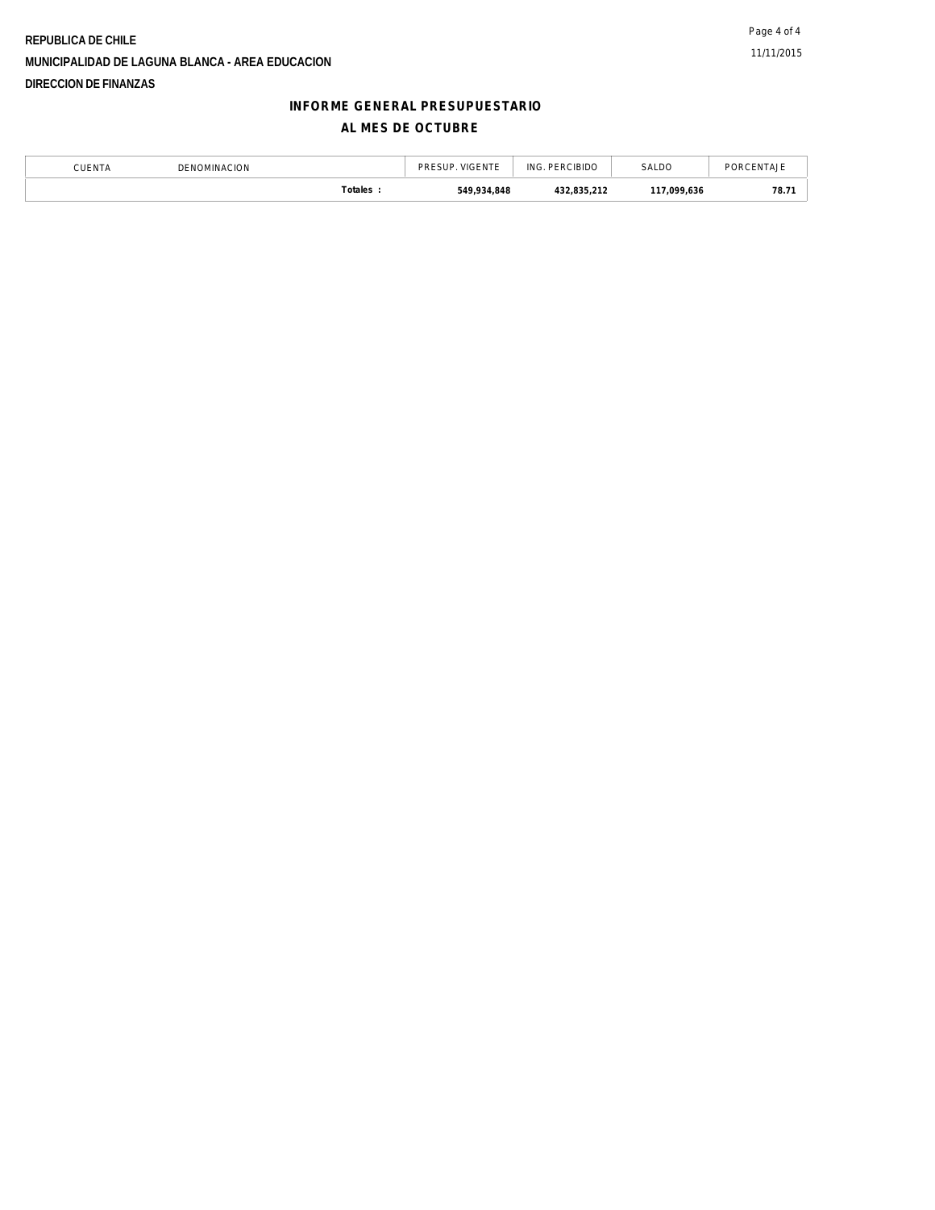**REPUBLICA DE CHILE**

**MUNICIPALIDAD DE LAGUNA BLANCA - AREA EDUCACION**

**DIRECCION DE FINANZAS**

## INFORME GENERAL PRESUPUESTARIO

## AL MES DE OCTUBRE

| CUENTA | DENOMINACION | PRESUP. VIGENTE | ING. PERCIBIDO | SALDO | PORCENTAJE |
|---|---|---|---|---|---|
| | **Totales :** | **549,934,848** | **432,835,212** | **117,099,636** | **78.71** |